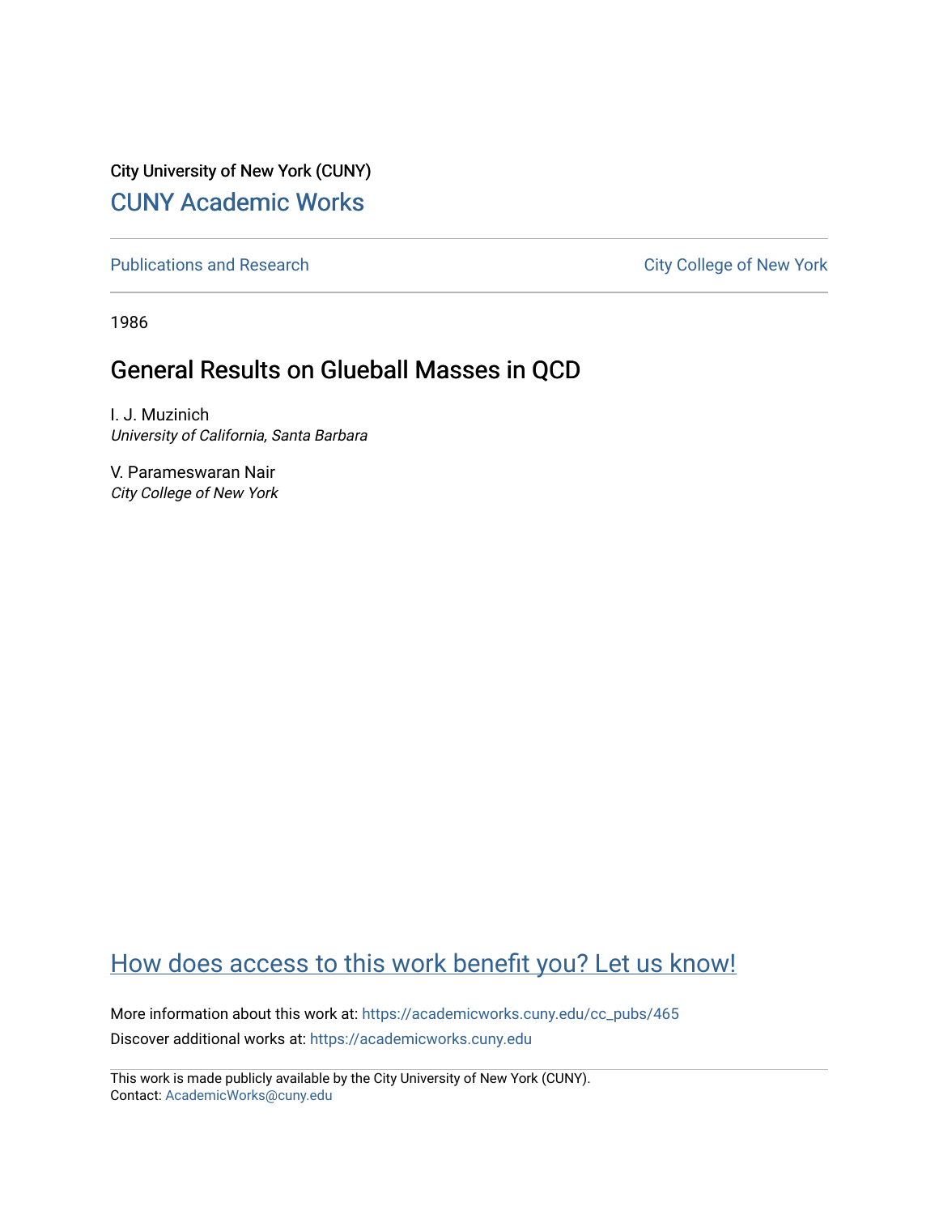City University of New York (CUNY)

# CUNY Academic Works

Publications and Research

City College of New York

1986

## General Results on Glueball Masses in QCD

I. J. Muzinich
*University of California, Santa Barbara*

V. Parameswaran Nair
*City College of New York*

How does access to this work benefit you? Let us know!

More information about this work at: https://academicworks.cuny.edu/cc_pubs/465

Discover additional works at: https://academicworks.cuny.edu

This work is made publicly available by the City University of New York (CUNY).
Contact: AcademicWorks@cuny.edu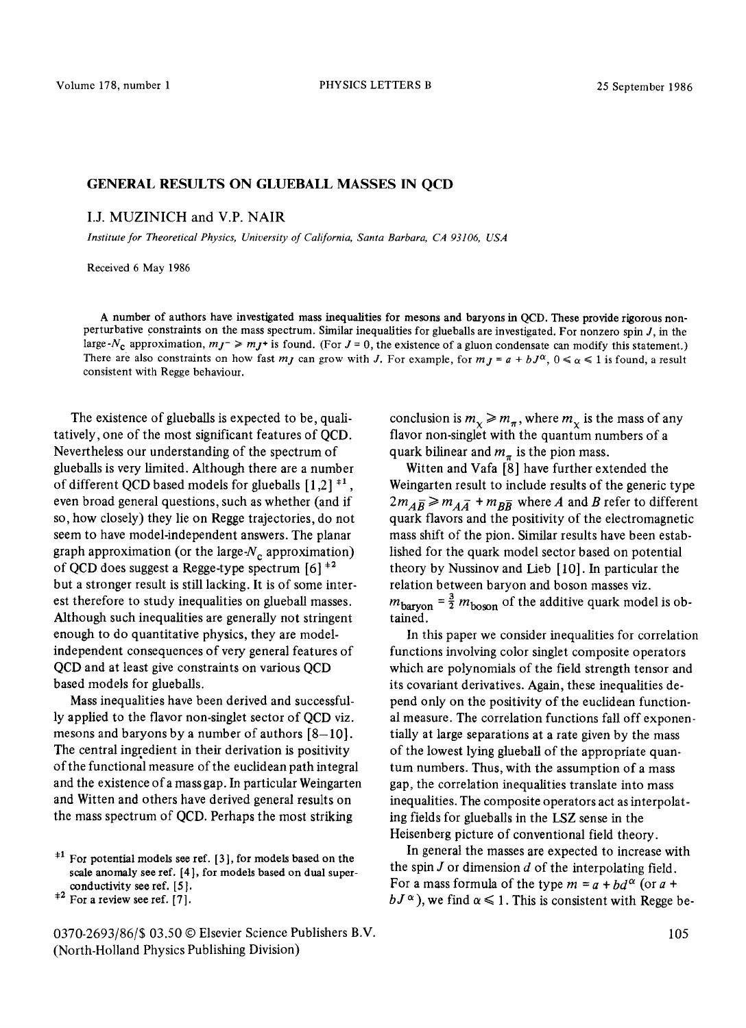## GENERAL RESULTS ON GLUEBALL MASSES IN QCD

I.J. MUZINICH and V.P. NAIR

*Institute for Theoretical Physics, University of California, Santa Barbara, CA 93106, USA*

Received 6 May 1986

A number of authors have investigated mass inequalities for mesons and baryons in QCD. These provide rigorous non-perturbative constraints on the mass spectrum. Similar inequalities for glueballs are investigated. For nonzero spin $J$, in the large-$N_c$ approximation, $m_{J^-} \geqslant m_{J^+}$ is found. (For $J = 0$, the existence of a gluon condensate can modify this statement.) There are also constraints on how fast $m_J$ can grow with $J$. For example, for $m_J = a + bJ^\alpha$, $0 \leqslant \alpha \leqslant 1$ is found, a result consistent with Regge behaviour.

The existence of glueballs is expected to be, qualitatively, one of the most significant features of QCD. Nevertheless our understanding of the spectrum of glueballs is very limited. Although there are a number of different QCD based models for glueballs [1,2] [‡1], even broad general questions, such as whether (and if so, how closely) they lie on Regge trajectories, do not seem to have model-independent answers. The planar graph approximation (or the large-$N_c$ approximation) of QCD does suggest a Regge-type spectrum [6] [‡2] but a stronger result is still lacking. It is of some interest therefore to study inequalities on glueball masses. Although such inequalities are generally not stringent enough to do quantitative physics, they are model-independent consequences of very general features of QCD and at least give constraints on various QCD based models for glueballs.

Mass inequalities have been derived and successfully applied to the flavor non-singlet sector of QCD viz. mesons and baryons by a number of authors [8–10]. The central ingredient in their derivation is positivity of the functional measure of the euclidean path integral and the existence of a mass gap. In particular Weingarten and Witten and others have derived general results on the mass spectrum of QCD. Perhaps the most striking conclusion is $m_\chi \geqslant m_\pi$, where $m_\chi$ is the mass of any flavor non-singlet with the quantum numbers of a quark bilinear and $m_\pi$ is the pion mass.

Witten and Vafa [8] have further extended the Weingarten result to include results of the generic type $2m_{A\bar{B}} \geqslant m_{A\bar{A}} + m_{B\bar{B}}$ where $A$ and $B$ refer to different quark flavors and the positivity of the electromagnetic mass shift of the pion. Similar results have been established for the quark model sector based on potential theory by Nussinov and Lieb [10]. In particular the relation between baryon and boson masses viz. $m_{\text{baryon}} = \frac{3}{2}\, m_{\text{boson}}$ of the additive quark model is obtained.

In this paper we consider inequalities for correlation functions involving color singlet composite operators which are polynomials of the field strength tensor and its covariant derivatives. Again, these inequalities depend only on the positivity of the euclidean functional measure. The correlation functions fall off exponentially at large separations at a rate given by the mass of the lowest lying glueball of the appropriate quantum numbers. Thus, with the assumption of a mass gap, the correlation inequalities translate into mass inequalities. The composite operators act as interpolating fields for glueballs in the LSZ sense in the Heisenberg picture of conventional field theory.

In general the masses are expected to increase with the spin $J$ or dimension $d$ of the interpolating field. For a mass formula of the type $m = a + bd^\alpha$ (or $a + bJ^\alpha$), we find $\alpha \leqslant 1$. This is consistent with Regge be-

[‡1] For potential models see ref. [3], for models based on the scale anomaly see ref. [4], for models based on dual superconductivity see ref. [5].

[‡2] For a review see ref. [7].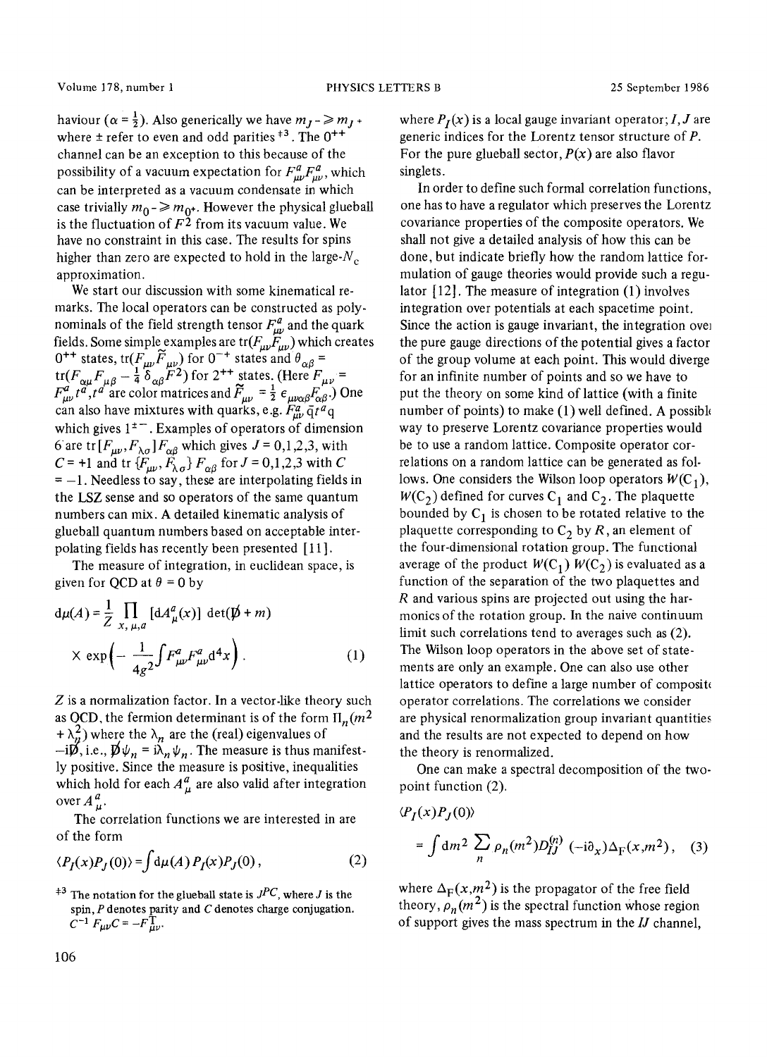haviour ($\alpha = \frac{1}{2}$). Also generically we have $m_{J^-} \geqslant m_{J^+}$ where $\pm$ refer to even and odd parities [‡3]. The $0^{++}$ channel can be an exception to this because of the possibility of a vacuum expectation for $F^a_{\mu\nu}F^a_{\mu\nu}$, which can be interpreted as a vacuum condensate in which case trivially $m_{0^-} \geqslant m_{0^+}$. However the physical glueball is the fluctuation of $F^2$ from its vacuum value. We have no constraint in this case. The results for spins higher than zero are expected to hold in the large-$N_c$ approximation.

We start our discussion with some kinematical remarks. The local operators can be constructed as polynominals of the field strength tensor $F^a_{\mu\nu}$ and the quark fields. Some simple examples are $\mathrm{tr}(F_{\mu\nu}F_{\mu\nu})$ which creates $0^{++}$ states, $\mathrm{tr}(F_{\mu\nu}\tilde{F}_{\mu\nu})$ for $0^{-+}$ states and $\theta_{\alpha\beta} = \mathrm{tr}(F_{\alpha\mu}F_{\mu\beta} - \frac{1}{4}\delta_{\alpha\beta}F^2)$ for $2^{++}$ states. (Here $F_{\mu\nu} = F^a_{\mu\nu}t^a, t^a$ are color matrices and $\tilde{F}_{\mu\nu} = \frac{1}{2}\epsilon_{\mu\nu\alpha\beta}F_{\alpha\beta}$.) One can also have mixtures with quarks, e.g. $F^a_{\mu\nu}\bar{q}t^a q$ which gives $1^{\pm-}$. Examples of operators of dimension 6 are $\mathrm{tr}\,[F_{\mu\nu}, F_{\lambda\sigma}]F_{\alpha\beta}$ which gives $J = 0,1,2,3$, with $C = +1$ and $\mathrm{tr}\,\{F_{\mu\nu}, F_{\lambda\sigma}\}F_{\alpha\beta}$ for $J = 0,1,2,3$ with $C = -1$. Needless to say, these are interpolating fields in the LSZ sense and so operators of the same quantum numbers can mix. A detailed kinematic analysis of glueball quantum numbers based on acceptable interpolating fields has recently been presented [11].

The measure of integration, in euclidean space, is given for QCD at $\theta = 0$ by

$$\mathrm{d}\mu(A) = \frac{1}{Z}\prod_{x,\mu,a}[\mathrm{d}A^a_\mu(x)]\,\det(\not{D} + m)$$
$$\times \exp\left(-\frac{1}{4g^2}\int F^a_{\mu\nu}F^a_{\mu\nu}\mathrm{d}^4x\right). \tag{1}$$

$Z$ is a normalization factor. In a vector-like theory such as QCD, the fermion determinant is of the form $\Pi_n(m^2 + \lambda_n^2)$ where the $\lambda_n$ are the (real) eigenvalues of $-\mathrm{i}\not{D}$, i.e., $\not{D}\psi_n = \mathrm{i}\lambda_n\psi_n$. The measure is thus manifestly positive. Since the measure is positive, inequalities which hold for each $A^a_\mu$ are also valid after integration over $A^a_\mu$.

The correlation functions we are interested in are of the form

$$\langle P_I(x)P_J(0)\rangle = \int \mathrm{d}\mu(A)\,P_I(x)P_J(0)\,, \tag{2}$$

where $P_I(x)$ is a local gauge invariant operator; $I, J$ are generic indices for the Lorentz tensor structure of $P$. For the pure glueball sector, $P(x)$ are also flavor singlets.

In order to define such formal correlation functions, one has to have a regulator which preserves the Lorentz covariance properties of the composite operators. We shall not give a detailed analysis of how this can be done, but indicate briefly how the random lattice formulation of gauge theories would provide such a regulator [12]. The measure of integration (1) involves integration over potentials at each spacetime point. Since the action is gauge invariant, the integration over the pure gauge directions of the potential gives a factor of the group volume at each point. This would diverge for an infinite number of points and so we have to put the theory on some kind of lattice (with a finite number of points) to make (1) well defined. A possible way to preserve Lorentz covariance properties would be to use a random lattice. Composite operator correlations on a random lattice can be generated as follows. One considers the Wilson loop operators $W(C_1)$, $W(C_2)$ defined for curves $C_1$ and $C_2$. The plaquette bounded by $C_1$ is chosen to be rotated relative to the plaquette corresponding to $C_2$ by $R$, an element of the four-dimensional rotation group. The functional average of the product $W(C_1)\,W(C_2)$ is evaluated as a function of the separation of the two plaquettes and $R$ and various spins are projected out using the harmonics of the rotation group. In the naive continuum limit such correlations tend to averages such as (2). The Wilson loop operators in the above set of statements are only an example. One can also use other lattice operators to define a large number of composite operator correlations. The correlations we consider are physical renormalization group invariant quantities and the results are not expected to depend on how the theory is renormalized.

One can make a spectral decomposition of the two-point function (2).

$$\langle P_I(x)P_J(0)\rangle$$
$$= \int \mathrm{d}m^2 \sum_n \rho_n(m^2)D^{(n)}_{IJ}(-\mathrm{i}\partial_x)\Delta_F(x, m^2)\,, \tag{3}$$

where $\Delta_F(x, m^2)$ is the propagator of the free field theory, $\rho_n(m^2)$ is the spectral function whose region of support gives the mass spectrum in the $IJ$ channel,

[‡3] The notation for the glueball state is $J^{PC}$, where $J$ is the spin, $P$ denotes parity and $C$ denotes charge conjugation. $C^{-1}F_{\mu\nu}C = -F^{\mathrm{T}}_{\mu\nu}$.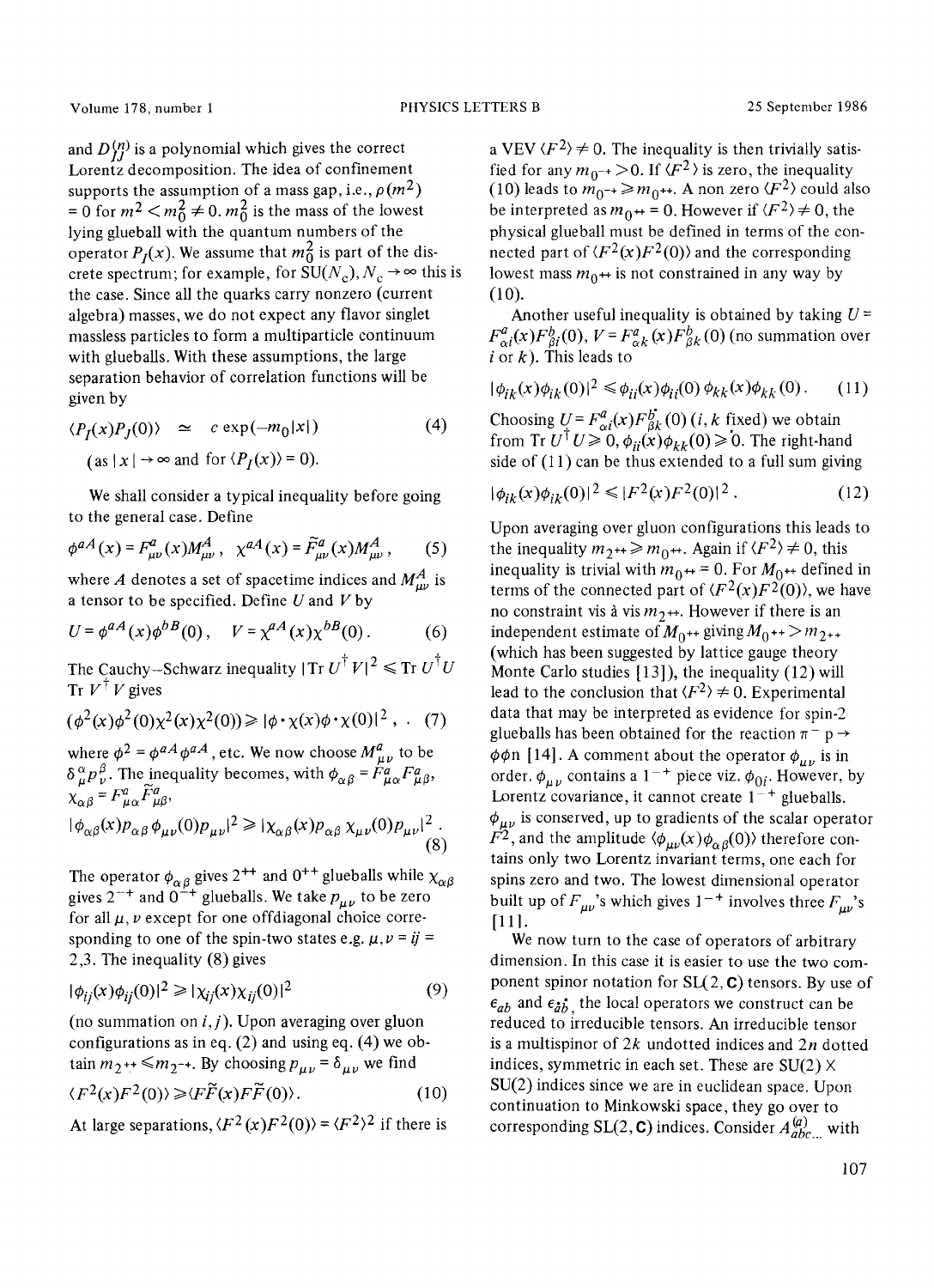and $D_{IJ}^{(n)}$ is a polynomial which gives the correct Lorentz decomposition. The idea of confinement supports the assumption of a mass gap, i.e., $\rho(m^2) = 0$ for $m^2 < m_0^2 \neq 0$. $m_0^2$ is the mass of the lowest lying glueball with the quantum numbers of the operator $P_I(x)$. We assume that $m_0^2$ is part of the discrete spectrum; for example, for $SU(N_c)$, $N_c \to \infty$ this is the case. Since all the quarks carry nonzero (current algebra) masses, we do not expect any flavor singlet massless particles to form a multiparticle continuum with glueballs. With these assumptions, the large separation behavior of correlation functions will be given by

$$\langle P_I(x) P_J(0)\rangle \simeq c \exp(-m_0|x|) \tag{4}$$

(as $|x| \to \infty$ and for $\langle P_I(x)\rangle = 0$).

We shall consider a typical inequality before going to the general case. Define

$$\phi^{aA}(x) = F_{\mu\nu}^a(x) M_{\mu\nu}^A, \quad \chi^{aA}(x) = \tilde{F}_{\mu\nu}^a(x) M_{\mu\nu}^A, \tag{5}$$

where $A$ denotes a set of spacetime indices and $M_{\mu\nu}^A$ is a tensor to be specified. Define $U$ and $V$ by

$$U = \phi^{aA}(x)\phi^{bB}(0), \quad V = \chi^{aA}(x)\chi^{bB}(0). \tag{6}$$

The Cauchy–Schwarz inequality $|\mathrm{Tr}\, U^\dagger V|^2 \leqslant \mathrm{Tr}\, U^\dagger U\ \mathrm{Tr}\, V^\dagger V$ gives

$$(\phi^2(x)\phi^2(0)\chi^2(x)\chi^2(0)) \geqslant |\phi\cdot\chi(x)\phi\cdot\chi(0)|^2, \tag{7}$$

where $\phi^2 = \phi^{aA}\phi^{aA}$, etc. We now choose $M_{\mu\nu}^a$ to be $\delta_\mu^\alpha p_\nu^\beta$. The inequality becomes, with $\phi_{\alpha\beta} = F_{\mu\alpha}^a F_{\mu\beta}^a$, $\chi_{\alpha\beta} = F_{\mu\alpha}^a \tilde{F}_{\mu\beta}^a$,

$$|\phi_{\alpha\beta}(x) p_{\alpha\beta}\, \phi_{\mu\nu}(0) p_{\mu\nu}|^2 \geqslant |\chi_{\alpha\beta}(x) p_{\alpha\beta}\, \chi_{\mu\nu}(0) p_{\mu\nu}|^2. \tag{8}$$

The operator $\phi_{\alpha\beta}$ gives $2^{++}$ and $0^{++}$ glueballs while $\chi_{\alpha\beta}$ gives $2^{-+}$ and $0^{-+}$ glueballs. We take $p_{\mu\nu}$ to be zero for all $\mu,\nu$ except for one offdiagonal choice corresponding to one of the spin-two states e.g. $\mu,\nu = ij = 2,3$. The inequality (8) gives

$$|\phi_{ij}(x)\phi_{ij}(0)|^2 \geqslant |\chi_{ij}(x)\chi_{ij}(0)|^2 \tag{9}$$

(no summation on $i, j$). Upon averaging over gluon configurations as in eq. (2) and using eq. (4) we obtain $m_{2^{++}} \leqslant m_{2^{-+}}$. By choosing $p_{\mu\nu} = \delta_{\mu\nu}$ we find

$$\langle F^2(x) F^2(0)\rangle \geqslant \langle F\tilde{F}(x) F\tilde{F}(0)\rangle. \tag{10}$$

At large separations, $\langle F^2(x) F^2(0)\rangle = \langle F^2\rangle^2$ if there is a VEV $\langle F^2\rangle \neq 0$. The inequality is then trivially satisfied for any $m_{0^{-+}} > 0$. If $\langle F^2\rangle$ is zero, the inequality (10) leads to $m_{0^{-+}} \geqslant m_{0^{++}}$. A non zero $\langle F^2\rangle$ could also be interpreted as $m_{0^{++}} = 0$. However if $\langle F^2\rangle \neq 0$, the physical glueball must be defined in terms of the connected part of $\langle F^2(x) F^2(0)\rangle$ and the corresponding lowest mass $m_{0^{++}}$ is not constrained in any way by (10).

Another useful inequality is obtained by taking $U = F_{\alpha i}^a(x) F_{\beta i}^b(0)$, $V = F_{\alpha k}^a(x) F_{\beta k}^b(0)$ (no summation over $i$ or $k$). This leads to

$$|\phi_{ik}(x)\phi_{ik}(0)|^2 \leqslant \phi_{ii}(x)\phi_{ii}(0)\ \phi_{kk}(x)\phi_{kk}(0). \tag{11}$$

Choosing $U = F_{\alpha i}^a(x) F_{\beta k}^{b}(0)$ ($i, k$ fixed) we obtain from $\mathrm{Tr}\, U^\dagger U \geqslant 0$, $\phi_{ii}(x)\phi_{kk}(0) \geqslant 0$. The right-hand side of (11) can be thus extended to a full sum giving

$$|\phi_{ik}(x)\phi_{ik}(0)|^2 \leqslant |F^2(x) F^2(0)|^2. \tag{12}$$

Upon averaging over gluon configurations this leads to the inequality $m_{2^{++}} \geqslant m_{0^{++}}$. Again if $\langle F^2\rangle \neq 0$, this inequality is trivial with $m_{0^{++}} = 0$. For $M_{0^{++}}$ defined in terms of the connected part of $\langle F^2(x) F^2(0)\rangle$, we have no constraint vis à vis $m_{2^{++}}$. However if there is an independent estimate of $M_{0^{++}}$ giving $M_{0^{++}} > m_{2^{++}}$ (which has been suggested by lattice gauge theory Monte Carlo studies [13]), the inequality (12) will lead to the conclusion that $\langle F^2\rangle \neq 0$. Experimental data that may be interpreted as evidence for spin-2 glueballs has been obtained for the reaction $\pi^- p \to \phi\phi n$ [14]. A comment about the operator $\phi_{\mu\nu}$ is in order. $\phi_{\mu\nu}$ contains a $1^{-+}$ piece viz. $\phi_{0i}$. However, by Lorentz covariance, it cannot create $1^{-+}$ glueballs. $\phi_{\mu\nu}$ is conserved, up to gradients of the scalar operator $F^2$, and the amplitude $\langle \phi_{\mu\nu}(x)\phi_{\alpha\beta}(0)\rangle$ therefore contains only two Lorentz invariant terms, one each for spins zero and two. The lowest dimensional operator built up of $F_{\mu\nu}$'s which gives $1^{-+}$ involves three $F_{\mu\nu}$'s [11].

We now turn to the case of operators of arbitrary dimension. In this case it is easier to use the two component spinor notation for $SL(2,\mathbf{C})$ tensors. By use of $\epsilon_{ab}$ and $\epsilon_{\dot{a}\dot{b}}$, the local operators we construct can be reduced to irreducible tensors. An irreducible tensor is a multispinor of $2k$ undotted indices and $2n$ dotted indices, symmetric in each set. These are $SU(2) \times SU(2)$ indices since we are in euclidean space. Upon continuation to Minkowski space, they go over to corresponding $SL(2,\mathbf{C})$ indices. Consider $A_{abc\ldots}^{(a)}$ with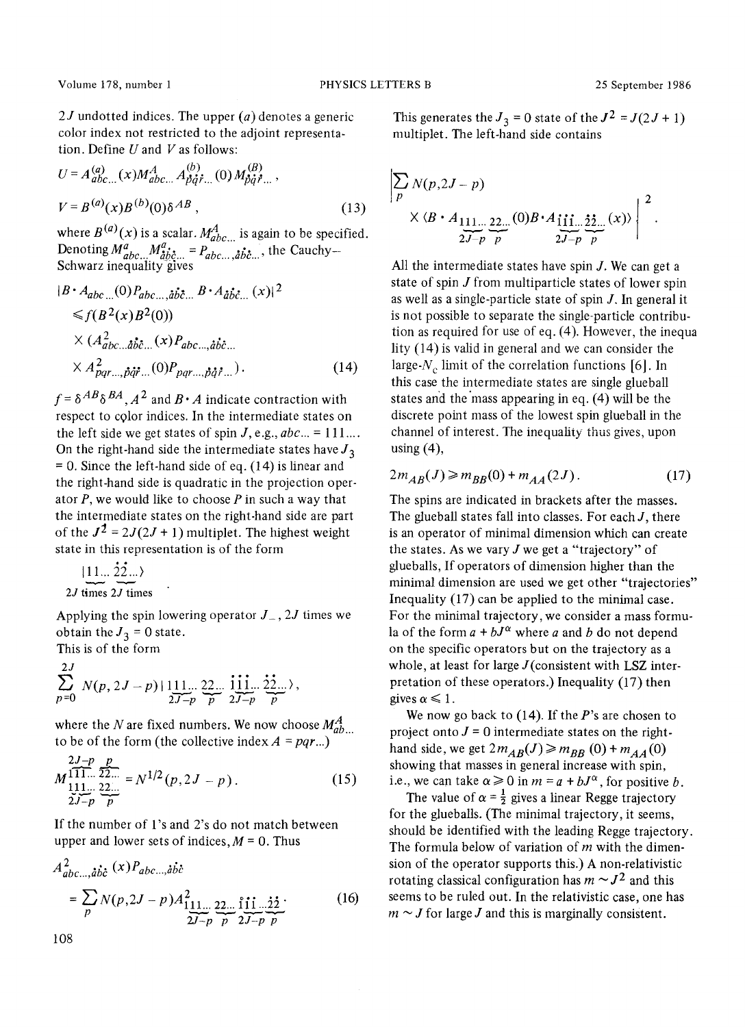$2J$ undotted indices. The upper $(a)$ denotes a generic color index not restricted to the adjoint representation. Define $U$ and $V$ as follows:

$$U = A^{(a)}_{abc...}(x) M^{A}_{abc...} A^{(b)}_{\dot{p}\dot{q}\dot{r}...}(0) M^{(B)}_{\dot{p}\dot{q}\dot{r}...} ,$$

$$V = B^{(a)}(x) B^{(b)}(0) \delta^{AB} , \tag{13}$$

where $B^{(a)}(x)$ is a scalar. $M^{A}_{abc...}$ is again to be specified. Denoting $M^{a}_{abc...} M^{a}_{\dot{a}\dot{b}\dot{c}...} = P_{abc...,\dot{a}\dot{b}\dot{c}...}$, the Cauchy–Schwarz inequality gives

$$|B \cdot A_{abc...}(0) P_{abc...,\dot{a}\dot{b}\dot{c}...} B \cdot A_{\dot{a}\dot{b}\dot{c}...}(x)|^2$$
$$\leqslant f(B^2(x) B^2(0))$$
$$\times (A^2_{abc...\dot{a}\dot{b}\dot{c}...}(x) P_{abc...,\dot{a}\dot{b}\dot{c}...}$$
$$\times A^2_{pqr...,\dot{p}\dot{q}\dot{r}...}(0) P_{pqr...,\dot{p}\dot{q}\dot{r}...}) . \tag{14}$$

$f = \delta^{AB}\delta^{BA}$, $A^2$ and $B \cdot A$ indicate contraction with respect to color indices. In the intermediate states on the left side we get states of spin $J$, e.g., $abc... = 111...$. On the right-hand side the intermediate states have $J_3 = 0$. Since the left-hand side of eq. (14) is linear and the right-hand side is quadratic in the projection operator $P$, we would like to choose $P$ in such a way that the intermediate states on the right-hand side are part of the $J^2 = 2J(2J+1)$ multiplet. The highest weight state in this representation is of the form

$$|\underbrace{11...}_{2J \text{ times}}\ \underbrace{\dot{2}\dot{2}...}_{2J \text{ times}}\rangle$$

Applying the spin lowering operator $J_-$, $2J$ times we obtain the $J_3 = 0$ state.

This is of the form

$$\sum_{p=0}^{2J} N(p, 2J-p)\, |\underbrace{111...}_{2J-p}\ \underbrace{22...}_{p}\ \underbrace{\dot{1}\dot{1}\dot{1}...}_{2J-p}\ \underbrace{\dot{2}\dot{2}...}_{p}\rangle ,$$

where the $N$ are fixed numbers. We now choose $M^{A}_{ab...}$ to be of the form (the collective index $A = pqr...$)

$$M^{\overbrace{111...}^{2J-p}\ \overbrace{22...}^{p}}_{\underbrace{111...}_{2J-p}\ \underbrace{22...}_{p}} = N^{1/2}(p, 2J-p) . \tag{15}$$

If the number of 1's and 2's do not match between upper and lower sets of indices, $M = 0$. Thus

$$A^2_{abc...,\dot{a}\dot{b}\dot{c}}(x) P_{abc...,\dot{a}\dot{b}\dot{c}}$$
$$= \sum_p N(p, 2J-p) A^2_{\underbrace{111...}_{2J-p}\ \underbrace{22...}_{p}\ \underbrace{\dot{1}\dot{1}\dot{1}...}_{2J-p}\ \underbrace{\dot{2}\dot{2}}_{p}} . \tag{16}$$

This generates the $J_3 = 0$ state of the $J^2 = J(2J+1)$ multiplet. The left-hand side contains

$$\Big|\sum_p N(p, 2J-p)$$
$$\times \langle B \cdot A_{\underbrace{111...}_{2J-p}\ \underbrace{22...}_{p}}(0) B \cdot A_{\underbrace{\dot{1}\dot{1}\dot{1}...}_{2J-p}\ \underbrace{\dot{2}\dot{2}...}_{p}}(x)\rangle\Big|^2 .$$

All the intermediate states have spin $J$. We can get a state of spin $J$ from multiparticle states of lower spin as well as a single-particle state of spin $J$. In general it is not possible to separate the single-particle contribution as required for use of eq. (4). However, the inequality (14) is valid in general and we can consider the large-$N_c$ limit of the correlation functions [6]. In this case the intermediate states are single glueball states and the mass appearing in eq. (4) will be the discrete point mass of the lowest spin glueball in the channel of interest. The inequality thus gives, upon using (4),

$$2m_{AB}(J) \geqslant m_{BB}(0) + m_{AA}(2J) . \tag{17}$$

The spins are indicated in brackets after the masses. The glueball states fall into classes. For each $J$, there is an operator of minimal dimension which can create the states. As we vary $J$ we get a "trajectory" of glueballs, If operators of dimension higher than the minimal dimension are used we get other "trajectories" Inequality (17) can be applied to the minimal case. For the minimal trajectory, we consider a mass formula of the form $a + bJ^{\alpha}$ where $a$ and $b$ do not depend on the specific operators but on the trajectory as a whole, at least for large $J$ (consistent with LSZ interpretation of these operators.) Inequality (17) then gives $\alpha \leqslant 1$.

We now go back to (14). If the $P$'s are chosen to project onto $J = 0$ intermediate states on the right-hand side, we get $2m_{AB}(J) \geqslant m_{BB}(0) + m_{AA}(0)$ showing that masses in general increase with spin, i.e., we can take $\alpha \geqslant 0$ in $m = a + bJ^{\alpha}$, for positive $b$.

The value of $\alpha = \frac{1}{2}$ gives a linear Regge trajectory for the glueballs. (The minimal trajectory, it seems, should be identified with the leading Regge trajectory. The formula below of variation of $m$ with the dimension of the operator supports this.) A non-relativistic rotating classical configuration has $m \sim J^2$ and this seems to be ruled out. In the relativistic case, one has $m \sim J$ for large $J$ and this is marginally consistent.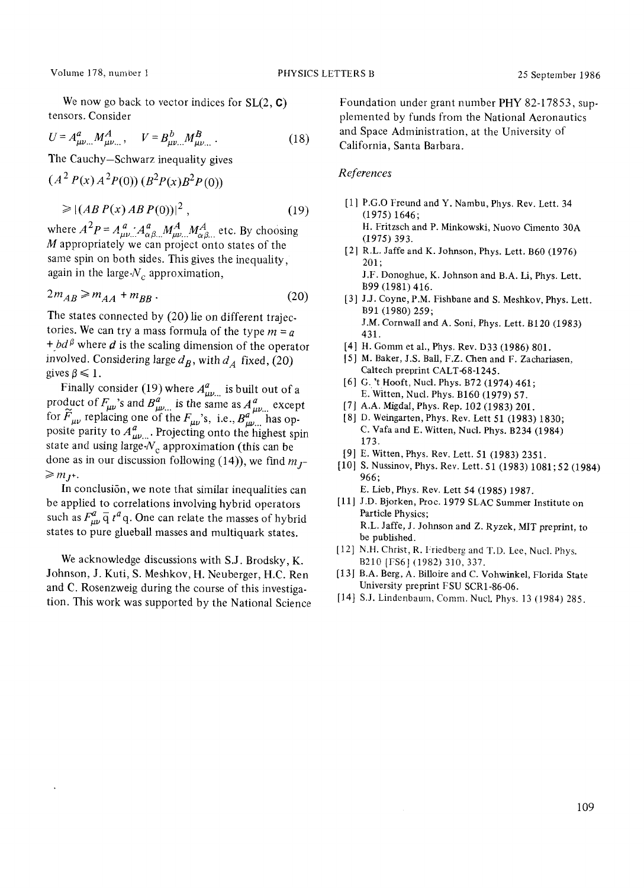We now go back to vector indices for SL(2, **C**) tensors. Consider

$$U = A^a_{\mu\nu\ldots} M^A_{\mu\nu\ldots}\,, \qquad V = B^b_{\mu\nu\ldots} M^B_{\mu\nu\ldots}\,. \tag{18}$$

The Cauchy–Schwarz inequality gives

$$(A^2 P(x) A^2 P(0))\,(B^2 P(x) B^2 P(0)) \geqslant |(AB\,P(x)\,AB\,P(0))|^2\,, \tag{19}$$

where $A^2 P = A^a_{\mu\nu\ldots} A^a_{\alpha\beta\ldots} M^A_{\mu\nu\ldots} M^A_{\alpha\beta\ldots}$ etc. By choosing $M$ appropriately we can project onto states of the same spin on both sides. This gives the inequality, again in the large-$N_c$ approximation,

$$2 m_{AB} \geqslant m_{AA} + m_{BB}\,. \tag{20}$$

The states connected by (20) lie on different trajectories. We can try a mass formula of the type $m = a + b d^{\beta}$ where $d$ is the scaling dimension of the operator involved. Considering large $d_B$, with $d_A$ fixed, (20) gives $\beta \leqslant 1$.

Finally consider (19) where $A^a_{\mu\nu\ldots}$ is built out of a product of $F_{\mu\nu}$'s and $B^a_{\mu\nu\ldots}$ is the same as $A^a_{\mu\nu\ldots}$ except for $\tilde{F}_{\mu\nu}$ replacing one of the $F_{\mu\nu}$'s, i.e., $B^a_{\mu\nu\ldots}$ has opposite parity to $A^a_{\mu\nu\ldots}$. Projecting onto the highest spin state and using large-$N_c$ approximation (this can be done as in our discussion following (14)), we find $m_{J^-} \geqslant m_{J^+}$.

In conclusion, we note that similar inequalities can be applied to correlations involving hybrid operators such as $F^a_{\mu\nu}\,\bar{q}\,t^a q$. One can relate the masses of hybrid states to pure glueball masses and multiquark states.

We acknowledge discussions with S.J. Brodsky, K. Johnson, J. Kuti, S. Meshkov, H. Neuberger, H.C. Ren and C. Rosenzweig during the course of this investigation. This work was supported by the National Science Foundation under grant number PHY 82-17853, supplemented by funds from the National Aeronautics and Space Administration, at the University of California, Santa Barbara.

## References

[1] P.G.O Freund and Y. Nambu, Phys. Rev. Lett. 34 (1975) 1646;
H. Fritzsch and P. Minkowski, Nuovo Cimento 30A (1975) 393.

[2] R.L. Jaffe and K. Johnson, Phys. Lett. B60 (1976) 201;
J.F. Donoghue, K. Johnson and B.A. Li, Phys. Lett. B99 (1981) 416.

[3] J.J. Coyne, P.M. Fishbane and S. Meshkov, Phys. Lett. B91 (1980) 259;
J.M. Cornwall and A. Soni, Phys. Lett. B120 (1983) 431.

[4] H. Gomm et al., Phys. Rev. D33 (1986) 801.

[5] M. Baker, J.S. Ball, F.Z. Chen and F. Zachariasen, Caltech preprint CALT-68-1245.

[6] G. 't Hooft, Nucl. Phys. B72 (1974) 461;
E. Witten, Nucl. Phys. B160 (1979) 57.

[7] A.A. Migdal, Phys. Rep. 102 (1983) 201.

[8] D. Weingarten, Phys. Rev. Lett 51 (1983) 1830;
C. Vafa and E. Witten, Nucl. Phys. B234 (1984) 173.

[9] E. Witten, Phys. Rev. Lett. 51 (1983) 2351.

[10] S. Nussinov, Phys. Rev. Lett. 51 (1983) 1081; 52 (1984) 966;
E. Lieb, Phys. Rev. Lett 54 (1985) 1987.

[11] J.D. Bjorken, Proc. 1979 SLAC Summer Institute on Particle Physics;
R.L. Jaffe, J. Johnson and Z. Ryzek, MIT preprint, to be published.

[12] N.H. Christ, R. Friedberg and T.D. Lee, Nucl. Phys. B210 [FS6] (1982) 310, 337.

[13] B.A. Berg, A. Billoire and C. Vohwinkel, Florida State University preprint FSU SCRI-86-06.

[14] S.J. Lindenbaum, Comm. Nucl. Phys. 13 (1984) 285.